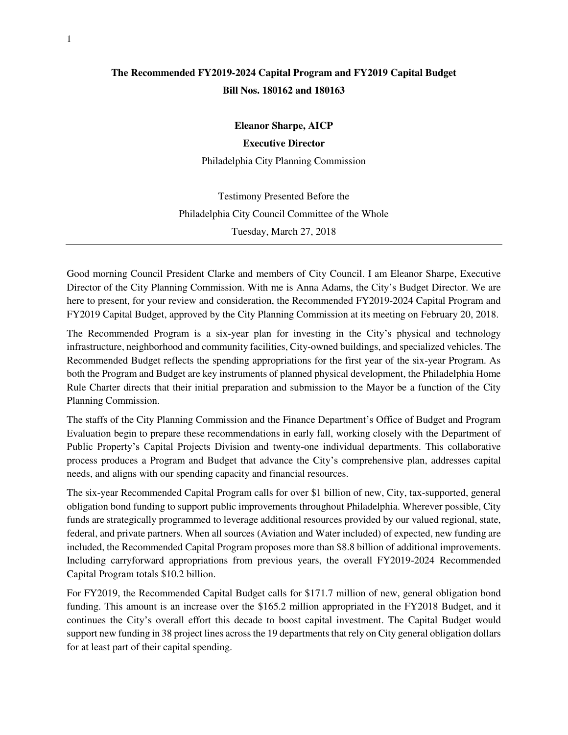# The Recommended FY2019-2024 Capital Program and FY2019 Capital Budget
## Bill Nos. 180162 and 180163

**Eleanor Sharpe, AICP**

**Executive Director**

Philadelphia City Planning Commission

Testimony Presented Before the
Philadelphia City Council Committee of the Whole
Tuesday, March 27, 2018

---

Good morning Council President Clarke and members of City Council. I am Eleanor Sharpe, Executive Director of the City Planning Commission. With me is Anna Adams, the City's Budget Director. We are here to present, for your review and consideration, the Recommended FY2019-2024 Capital Program and FY2019 Capital Budget, approved by the City Planning Commission at its meeting on February 20, 2018.

The Recommended Program is a six-year plan for investing in the City's physical and technology infrastructure, neighborhood and community facilities, City-owned buildings, and specialized vehicles. The Recommended Budget reflects the spending appropriations for the first year of the six-year Program. As both the Program and Budget are key instruments of planned physical development, the Philadelphia Home Rule Charter directs that their initial preparation and submission to the Mayor be a function of the City Planning Commission.

The staffs of the City Planning Commission and the Finance Department's Office of Budget and Program Evaluation begin to prepare these recommendations in early fall, working closely with the Department of Public Property's Capital Projects Division and twenty-one individual departments. This collaborative process produces a Program and Budget that advance the City's comprehensive plan, addresses capital needs, and aligns with our spending capacity and financial resources.

The six-year Recommended Capital Program calls for over $1 billion of new, City, tax-supported, general obligation bond funding to support public improvements throughout Philadelphia. Wherever possible, City funds are strategically programmed to leverage additional resources provided by our valued regional, state, federal, and private partners. When all sources (Aviation and Water included) of expected, new funding are included, the Recommended Capital Program proposes more than $8.8 billion of additional improvements. Including carryforward appropriations from previous years, the overall FY2019-2024 Recommended Capital Program totals $10.2 billion.

For FY2019, the Recommended Capital Budget calls for $171.7 million of new, general obligation bond funding. This amount is an increase over the $165.2 million appropriated in the FY2018 Budget, and it continues the City's overall effort this decade to boost capital investment. The Capital Budget would support new funding in 38 project lines across the 19 departments that rely on City general obligation dollars for at least part of their capital spending.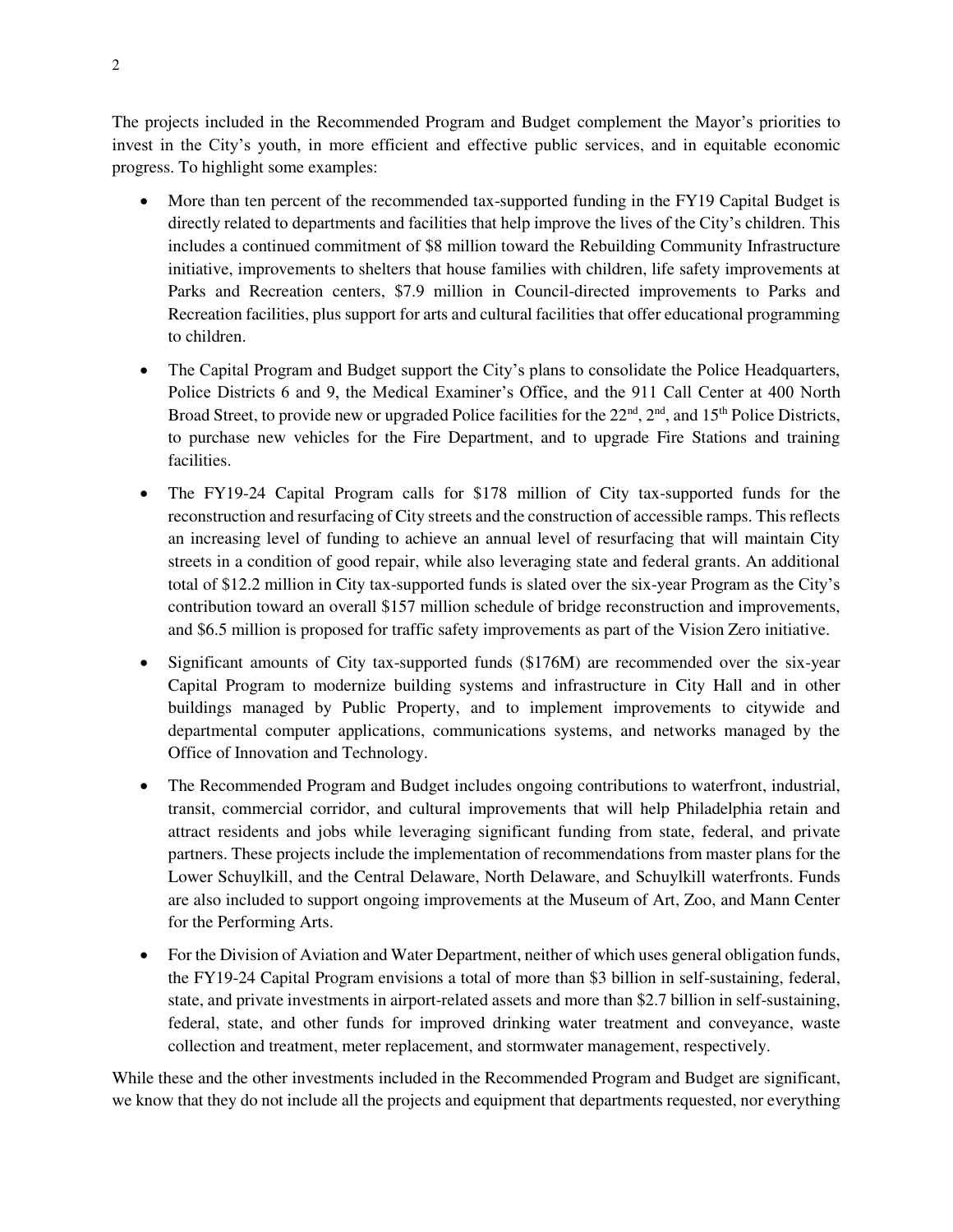The projects included in the Recommended Program and Budget complement the Mayor's priorities to invest in the City's youth, in more efficient and effective public services, and in equitable economic progress. To highlight some examples:

- More than ten percent of the recommended tax-supported funding in the FY19 Capital Budget is directly related to departments and facilities that help improve the lives of the City's children. This includes a continued commitment of $8 million toward the Rebuilding Community Infrastructure initiative, improvements to shelters that house families with children, life safety improvements at Parks and Recreation centers, $7.9 million in Council-directed improvements to Parks and Recreation facilities, plus support for arts and cultural facilities that offer educational programming to children.

- The Capital Program and Budget support the City's plans to consolidate the Police Headquarters, Police Districts 6 and 9, the Medical Examiner's Office, and the 911 Call Center at 400 North Broad Street, to provide new or upgraded Police facilities for the 22nd, 2nd, and 15th Police Districts, to purchase new vehicles for the Fire Department, and to upgrade Fire Stations and training facilities.

- The FY19-24 Capital Program calls for $178 million of City tax-supported funds for the reconstruction and resurfacing of City streets and the construction of accessible ramps. This reflects an increasing level of funding to achieve an annual level of resurfacing that will maintain City streets in a condition of good repair, while also leveraging state and federal grants. An additional total of $12.2 million in City tax-supported funds is slated over the six-year Program as the City's contribution toward an overall $157 million schedule of bridge reconstruction and improvements, and $6.5 million is proposed for traffic safety improvements as part of the Vision Zero initiative.

- Significant amounts of City tax-supported funds ($176M) are recommended over the six-year Capital Program to modernize building systems and infrastructure in City Hall and in other buildings managed by Public Property, and to implement improvements to citywide and departmental computer applications, communications systems, and networks managed by the Office of Innovation and Technology.

- The Recommended Program and Budget includes ongoing contributions to waterfront, industrial, transit, commercial corridor, and cultural improvements that will help Philadelphia retain and attract residents and jobs while leveraging significant funding from state, federal, and private partners. These projects include the implementation of recommendations from master plans for the Lower Schuylkill, and the Central Delaware, North Delaware, and Schuylkill waterfronts. Funds are also included to support ongoing improvements at the Museum of Art, Zoo, and Mann Center for the Performing Arts.

- For the Division of Aviation and Water Department, neither of which uses general obligation funds, the FY19-24 Capital Program envisions a total of more than $3 billion in self-sustaining, federal, state, and private investments in airport-related assets and more than $2.7 billion in self-sustaining, federal, state, and other funds for improved drinking water treatment and conveyance, waste collection and treatment, meter replacement, and stormwater management, respectively.

While these and the other investments included in the Recommended Program and Budget are significant, we know that they do not include all the projects and equipment that departments requested, nor everything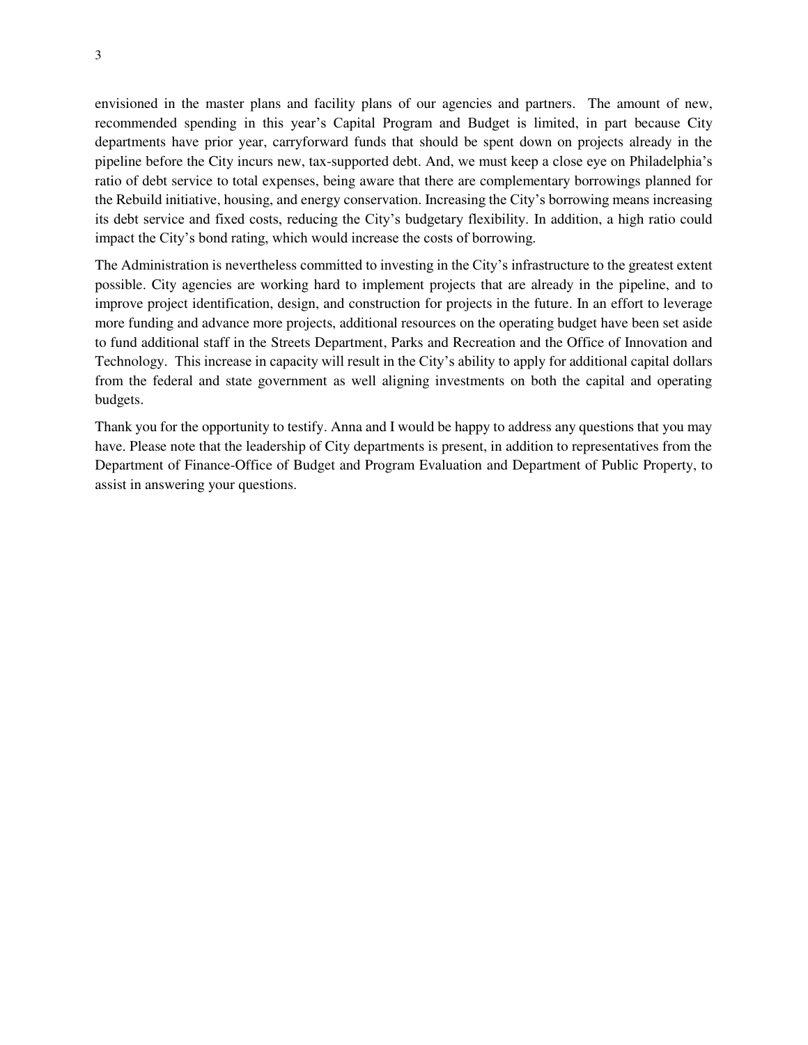envisioned in the master plans and facility plans of our agencies and partners. The amount of new, recommended spending in this year's Capital Program and Budget is limited, in part because City departments have prior year, carryforward funds that should be spent down on projects already in the pipeline before the City incurs new, tax-supported debt. And, we must keep a close eye on Philadelphia's ratio of debt service to total expenses, being aware that there are complementary borrowings planned for the Rebuild initiative, housing, and energy conservation. Increasing the City's borrowing means increasing its debt service and fixed costs, reducing the City's budgetary flexibility. In addition, a high ratio could impact the City's bond rating, which would increase the costs of borrowing.

The Administration is nevertheless committed to investing in the City's infrastructure to the greatest extent possible. City agencies are working hard to implement projects that are already in the pipeline, and to improve project identification, design, and construction for projects in the future. In an effort to leverage more funding and advance more projects, additional resources on the operating budget have been set aside to fund additional staff in the Streets Department, Parks and Recreation and the Office of Innovation and Technology. This increase in capacity will result in the City's ability to apply for additional capital dollars from the federal and state government as well aligning investments on both the capital and operating budgets.

Thank you for the opportunity to testify. Anna and I would be happy to address any questions that you may have. Please note that the leadership of City departments is present, in addition to representatives from the Department of Finance-Office of Budget and Program Evaluation and Department of Public Property, to assist in answering your questions.